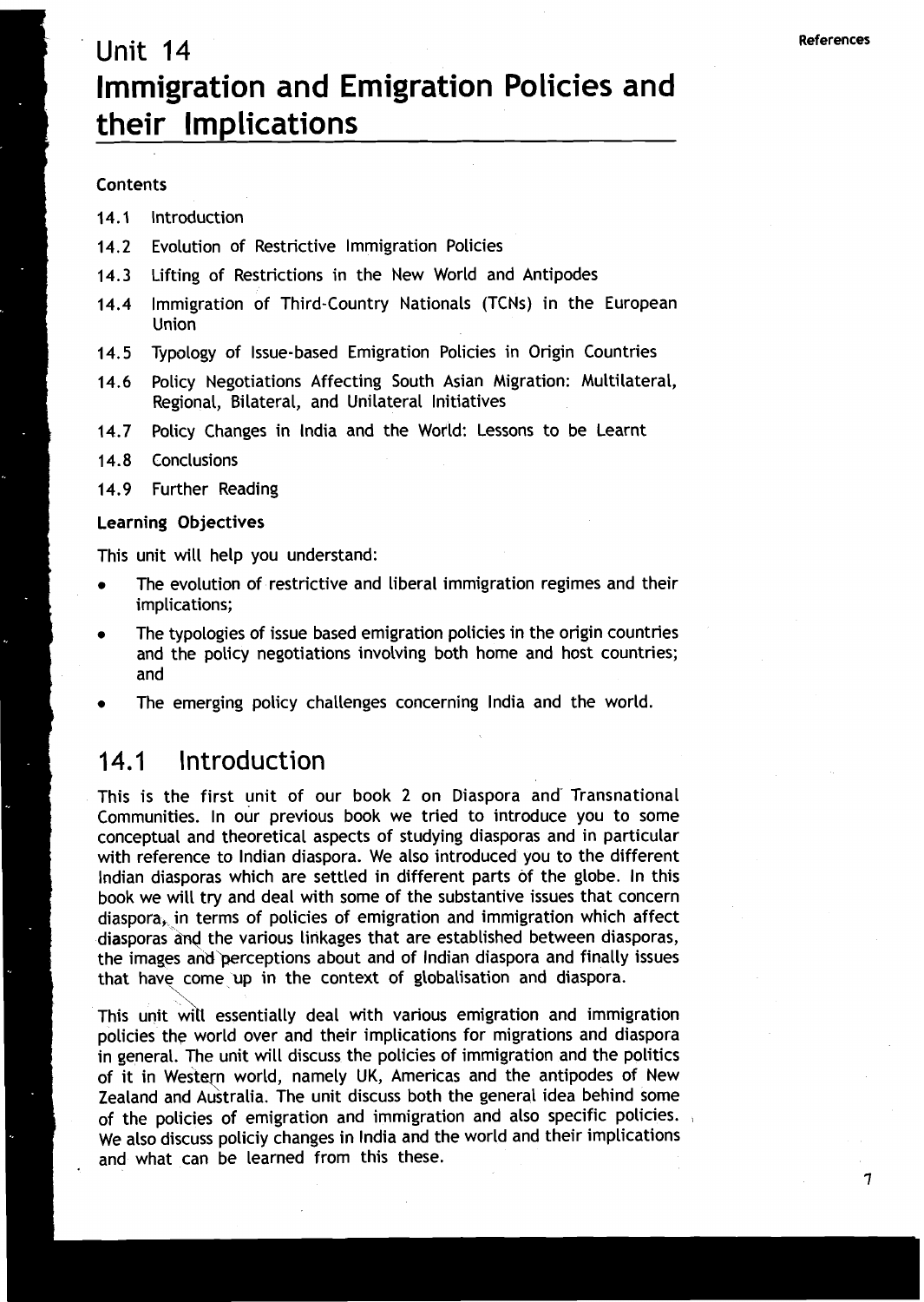# Unit 14
# Immigration and Emigration Policies and their Implications

**Contents**

14.1 Introduction

14.2 Evolution of Restrictive Immigration Policies

14.3 Lifting of Restrictions in the New World and Antipodes

14.4 Immigration of Third-Country Nationals (TCNs) in the European Union

14.5 Typology of Issue-based Emigration Policies in Origin Countries

14.6 Policy Negotiations Affecting South Asian Migration: Multilateral, Regional, Bilateral, and Unilateral Initiatives

14.7 Policy Changes in India and the World: Lessons to be Learnt

14.8 Conclusions

14.9 Further Reading

**Learning Objectives**

This unit will help you understand:

- The evolution of restrictive and liberal immigration regimes and their implications;
- The typologies of issue based emigration policies in the origin countries and the policy negotiations involving both home and host countries; and
- The emerging policy challenges concerning India and the world.

## 14.1 Introduction

This is the first unit of our book 2 on Diaspora and Transnational Communities. In our previous book we tried to introduce you to some conceptual and theoretical aspects of studying diasporas and in particular with reference to Indian diaspora. We also introduced you to the different Indian diasporas which are settled in different parts of the globe. In this book we will try and deal with some of the substantive issues that concern diaspora, in terms of policies of emigration and immigration which affect diasporas and the various linkages that are established between diasporas, the images and perceptions about and of Indian diaspora and finally issues that have come up in the context of globalisation and diaspora.

This unit will essentially deal with various emigration and immigration policies the world over and their implications for migrations and diaspora in general. The unit will discuss the policies of immigration and the politics of it in Western world, namely UK, Americas and the antipodes of New Zealand and Australia. The unit discuss both the general idea behind some of the policies of emigration and immigration and also specific policies. We also discuss policiy changes in India and the world and their implications and what can be learned from this these.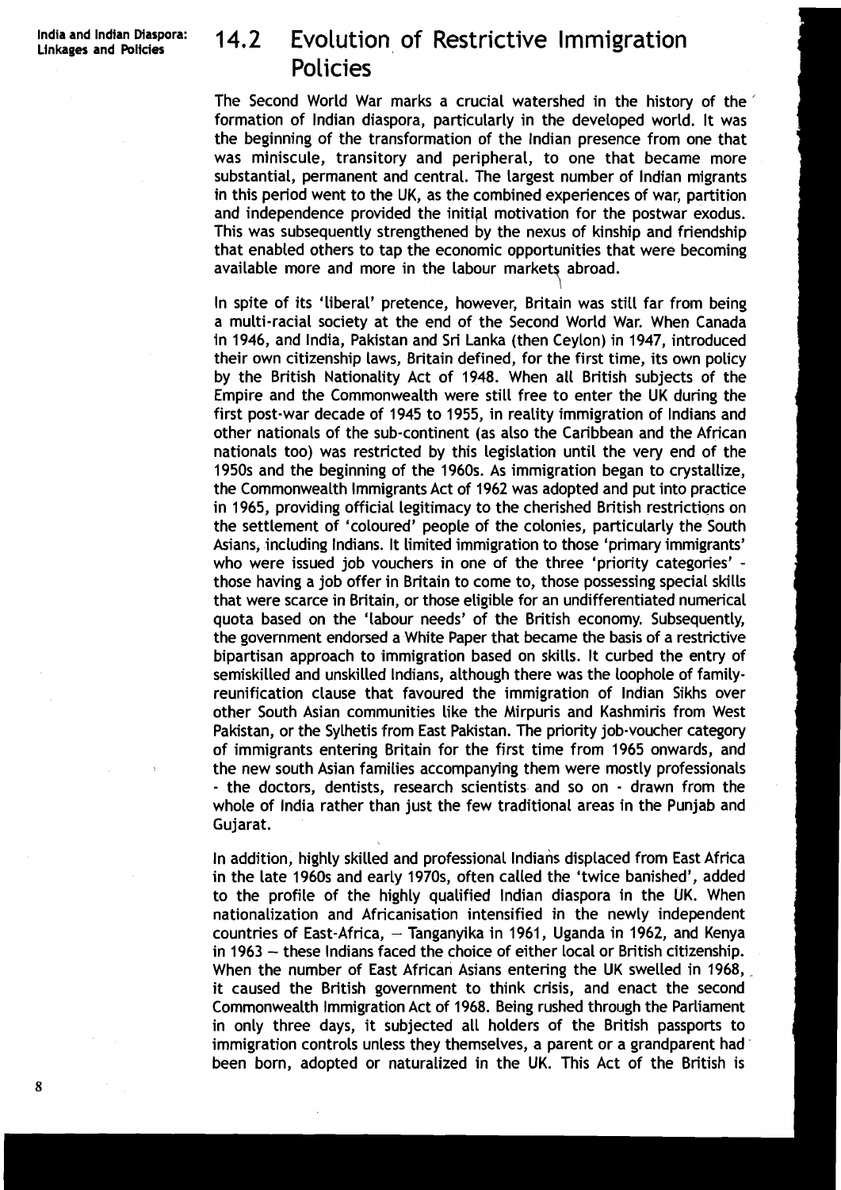## 14.2 Evolution of Restrictive Immigration Policies

The Second World War marks a crucial watershed in the history of the formation of Indian diaspora, particularly in the developed world. It was the beginning of the transformation of the Indian presence from one that was miniscule, transitory and peripheral, to one that became more substantial, permanent and central. The largest number of Indian migrants in this period went to the UK, as the combined experiences of war, partition and independence provided the initial motivation for the postwar exodus. This was subsequently strengthened by the nexus of kinship and friendship that enabled others to tap the economic opportunities that were becoming available more and more in the labour markets abroad.

In spite of its 'liberal' pretence, however, Britain was still far from being a multi-racial society at the end of the Second World War. When Canada in 1946, and India, Pakistan and Sri Lanka (then Ceylon) in 1947, introduced their own citizenship laws, Britain defined, for the first time, its own policy by the British Nationality Act of 1948. When all British subjects of the Empire and the Commonwealth were still free to enter the UK during the first post-war decade of 1945 to 1955, in reality immigration of Indians and other nationals of the sub-continent (as also the Caribbean and the African nationals too) was restricted by this legislation until the very end of the 1950s and the beginning of the 1960s. As immigration began to crystallize, the Commonwealth Immigrants Act of 1962 was adopted and put into practice in 1965, providing official legitimacy to the cherished British restrictions on the settlement of 'coloured' people of the colonies, particularly the South Asians, including Indians. It limited immigration to those 'primary immigrants' who were issued job vouchers in one of the three 'priority categories' - those having a job offer in Britain to come to, those possessing special skills that were scarce in Britain, or those eligible for an undifferentiated numerical quota based on the 'labour needs' of the British economy. Subsequently, the government endorsed a White Paper that became the basis of a restrictive bipartisan approach to immigration based on skills. It curbed the entry of semiskilled and unskilled Indians, although there was the loophole of family-reunification clause that favoured the immigration of Indian Sikhs over other South Asian communities like the Mirpuris and Kashmiris from West Pakistan, or the Sylhetis from East Pakistan. The priority job-voucher category of immigrants entering Britain for the first time from 1965 onwards, and the new south Asian families accompanying them were mostly professionals - the doctors, dentists, research scientists and so on - drawn from the whole of India rather than just the few traditional areas in the Punjab and Gujarat.

In addition, highly skilled and professional Indians displaced from East Africa in the late 1960s and early 1970s, often called the 'twice banished', added to the profile of the highly qualified Indian diaspora in the UK. When nationalization and Africanisation intensified in the newly independent countries of East-Africa, – Tanganyika in 1961, Uganda in 1962, and Kenya in 1963 – these Indians faced the choice of either local or British citizenship. When the number of East African Asians entering the UK swelled in 1968, it caused the British government to think crisis, and enact the second Commonwealth Immigration Act of 1968. Being rushed through the Parliament in only three days, it subjected all holders of the British passports to immigration controls unless they themselves, a parent or a grandparent had been born, adopted or naturalized in the UK. This Act of the British is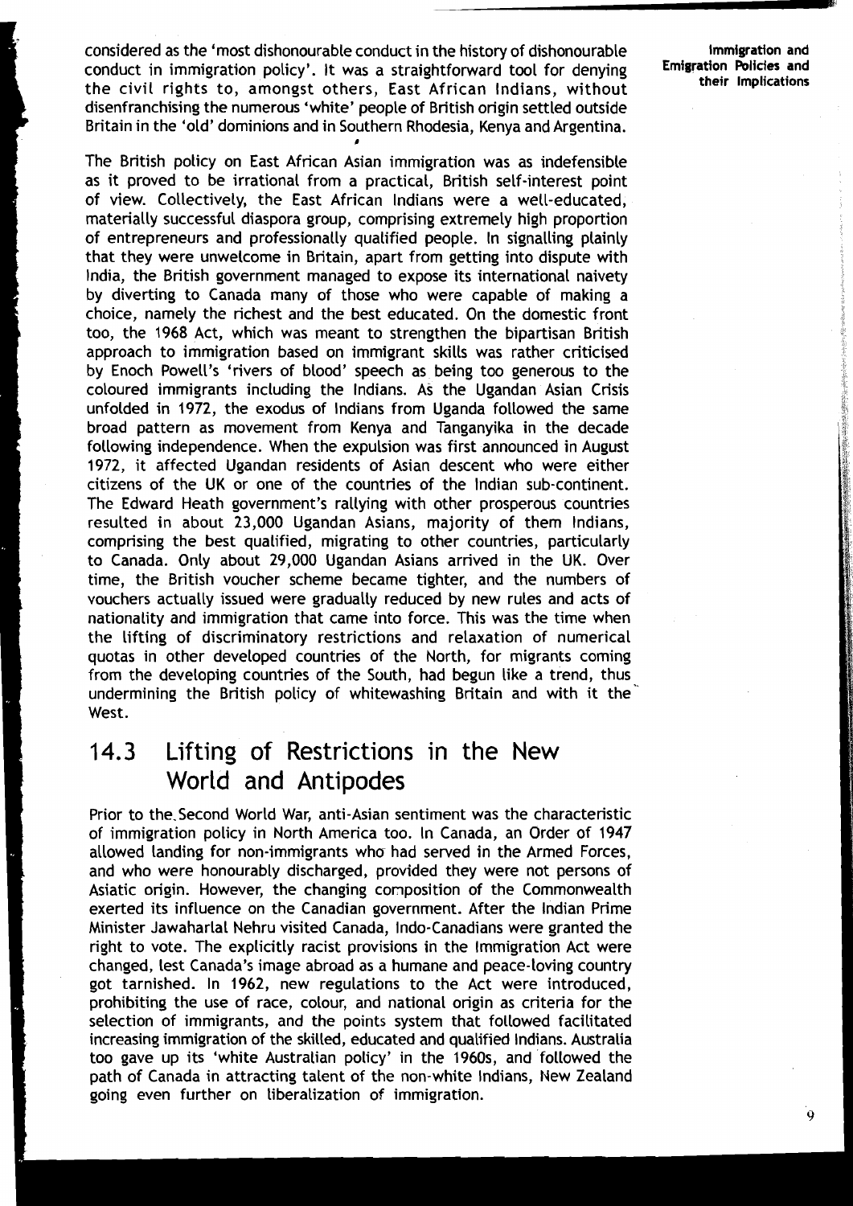considered as the 'most dishonourable conduct in the history of dishonourable conduct in immigration policy'. It was a straightforward tool for denying the civil rights to, amongst others, East African Indians, without disenfranchising the numerous 'white' people of British origin settled outside Britain in the 'old' dominions and in Southern Rhodesia, Kenya and Argentina.

The British policy on East African Asian immigration was as indefensible as it proved to be irrational from a practical, British self-interest point of view. Collectively, the East African Indians were a well-educated, materially successful diaspora group, comprising extremely high proportion of entrepreneurs and professionally qualified people. In signalling plainly that they were unwelcome in Britain, apart from getting into dispute with India, the British government managed to expose its international naivety by diverting to Canada many of those who were capable of making a choice, namely the richest and the best educated. On the domestic front too, the 1968 Act, which was meant to strengthen the bipartisan British approach to immigration based on immigrant skills was rather criticised by Enoch Powell's 'rivers of blood' speech as being too generous to the coloured immigrants including the Indians. As the Ugandan Asian Crisis unfolded in 1972, the exodus of Indians from Uganda followed the same broad pattern as movement from Kenya and Tanganyika in the decade following independence. When the expulsion was first announced in August 1972, it affected Ugandan residents of Asian descent who were either citizens of the UK or one of the countries of the Indian sub-continent. The Edward Heath government's rallying with other prosperous countries resulted in about 23,000 Ugandan Asians, majority of them Indians, comprising the best qualified, migrating to other countries, particularly to Canada. Only about 29,000 Ugandan Asians arrived in the UK. Over time, the British voucher scheme became tighter, and the numbers of vouchers actually issued were gradually reduced by new rules and acts of nationality and immigration that came into force. This was the time when the lifting of discriminatory restrictions and relaxation of numerical quotas in other developed countries of the North, for migrants coming from the developing countries of the South, had begun like a trend, thus undermining the British policy of whitewashing Britain and with it the West.

## 14.3 Lifting of Restrictions in the New World and Antipodes

Prior to the Second World War, anti-Asian sentiment was the characteristic of immigration policy in North America too. In Canada, an Order of 1947 allowed landing for non-immigrants who had served in the Armed Forces, and who were honourably discharged, provided they were not persons of Asiatic origin. However, the changing composition of the Commonwealth exerted its influence on the Canadian government. After the Indian Prime Minister Jawaharlal Nehru visited Canada, Indo-Canadians were granted the right to vote. The explicitly racist provisions in the Immigration Act were changed, lest Canada's image abroad as a humane and peace-loving country got tarnished. In 1962, new regulations to the Act were introduced, prohibiting the use of race, colour, and national origin as criteria for the selection of immigrants, and the points system that followed facilitated increasing immigration of the skilled, educated and qualified Indians. Australia too gave up its 'white Australian policy' in the 1960s, and followed the path of Canada in attracting talent of the non-white Indians, New Zealand going even further on liberalization of immigration.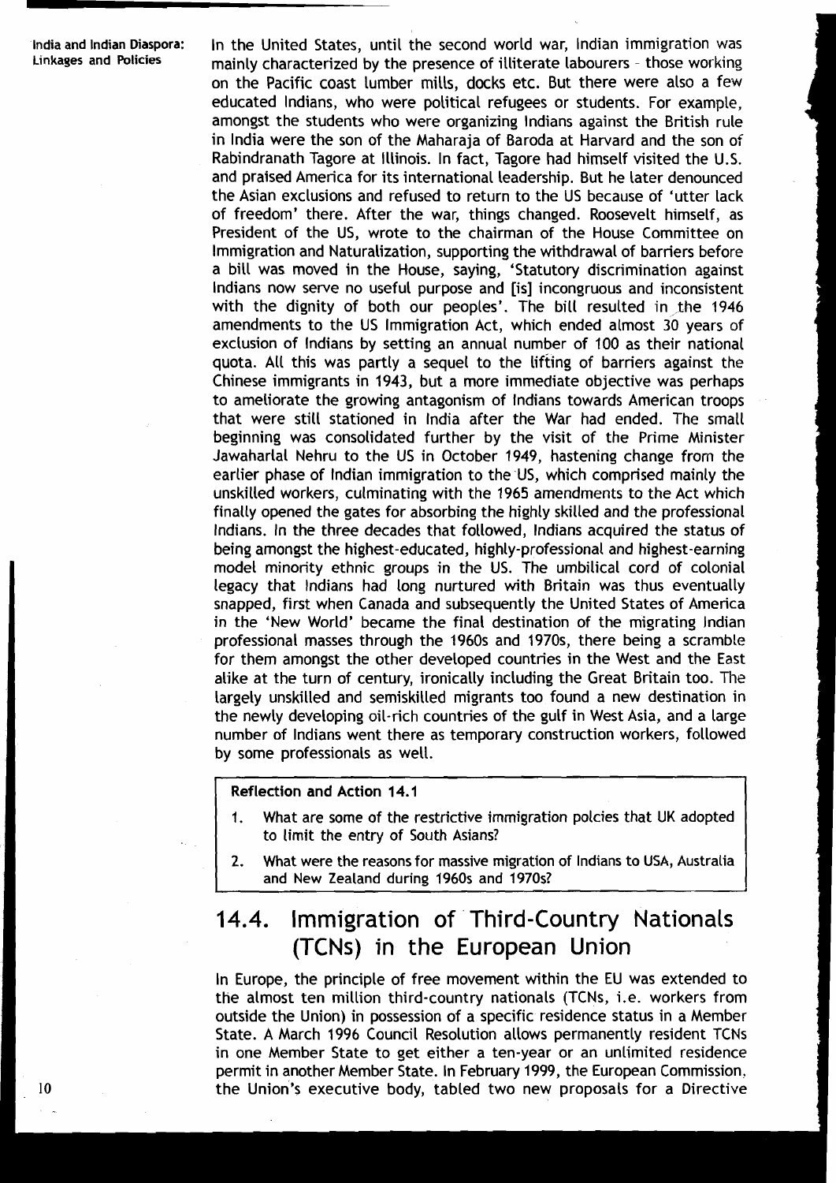In the United States, until the second world war, Indian immigration was mainly characterized by the presence of illiterate labourers - those working on the Pacific coast lumber mills, docks etc. But there were also a few educated Indians, who were political refugees or students. For example, amongst the students who were organizing Indians against the British rule in India were the son of the Maharaja of Baroda at Harvard and the son of Rabindranath Tagore at Illinois. In fact, Tagore had himself visited the U.S. and praised America for its international leadership. But he later denounced the Asian exclusions and refused to return to the US because of 'utter lack of freedom' there. After the war, things changed. Roosevelt himself, as President of the US, wrote to the chairman of the House Committee on Immigration and Naturalization, supporting the withdrawal of barriers before a bill was moved in the House, saying, 'Statutory discrimination against Indians now serve no useful purpose and [is] incongruous and inconsistent with the dignity of both our peoples'. The bill resulted in the 1946 amendments to the US Immigration Act, which ended almost 30 years of exclusion of Indians by setting an annual number of 100 as their national quota. All this was partly a sequel to the lifting of barriers against the Chinese immigrants in 1943, but a more immediate objective was perhaps to ameliorate the growing antagonism of Indians towards American troops that were still stationed in India after the War had ended. The small beginning was consolidated further by the visit of the Prime Minister Jawaharlal Nehru to the US in October 1949, hastening change from the earlier phase of Indian immigration to the US, which comprised mainly the unskilled workers, culminating with the 1965 amendments to the Act which finally opened the gates for absorbing the highly skilled and the professional Indians. In the three decades that followed, Indians acquired the status of being amongst the highest-educated, highly-professional and highest-earning model minority ethnic groups in the US. The umbilical cord of colonial legacy that Indians had long nurtured with Britain was thus eventually snapped, first when Canada and subsequently the United States of America in the 'New World' became the final destination of the migrating Indian professional masses through the 1960s and 1970s, there being a scramble for them amongst the other developed countries in the West and the East alike at the turn of century, ironically including the Great Britain too. The largely unskilled and semiskilled migrants too found a new destination in the newly developing oil-rich countries of the gulf in West Asia, and a large number of Indians went there as temporary construction workers, followed by some professionals as well.

**Reflection and Action 14.1**

1. What are some of the restrictive immigration polcies that UK adopted to limit the entry of South Asians?
2. What were the reasons for massive migration of Indians to USA, Australia and New Zealand during 1960s and 1970s?

## 14.4. Immigration of Third-Country Nationals (TCNs) in the European Union

In Europe, the principle of free movement within the EU was extended to the almost ten million third-country nationals (TCNs, i.e. workers from outside the Union) in possession of a specific residence status in a Member State. A March 1996 Council Resolution allows permanently resident TCNs in one Member State to get either a ten-year or an unlimited residence permit in another Member State. In February 1999, the European Commission, the Union's executive body, tabled two new proposals for a Directive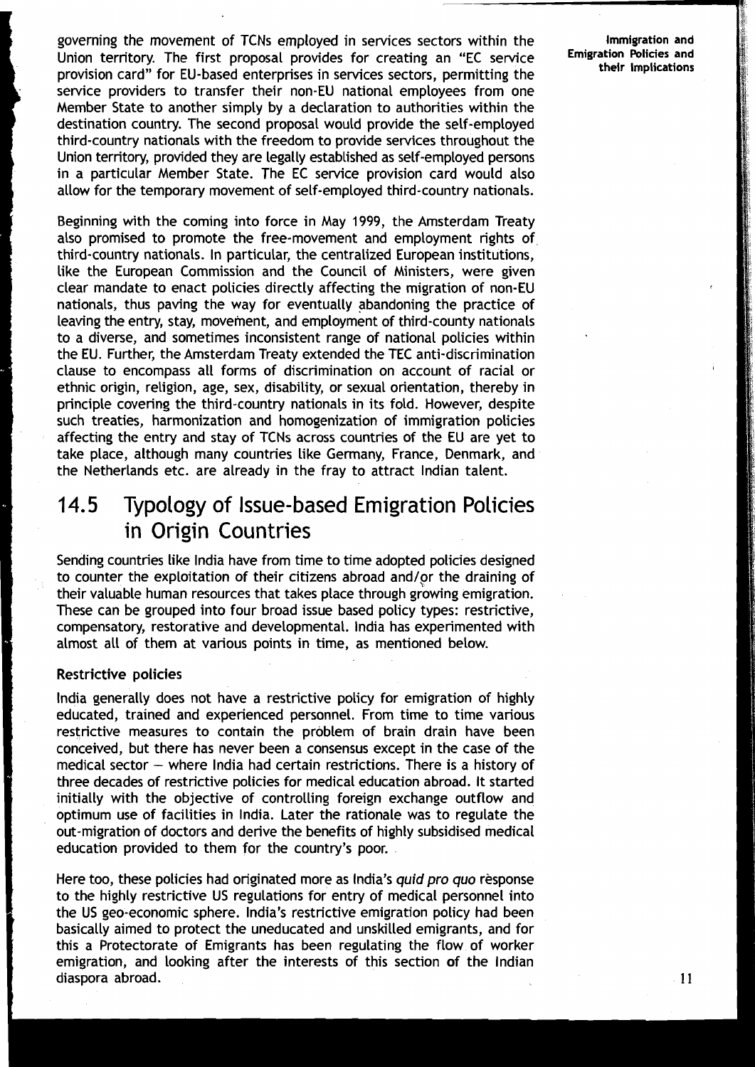governing the movement of TCNs employed in services sectors within the Union territory. The first proposal provides for creating an "EC service provision card" for EU-based enterprises in services sectors, permitting the service providers to transfer their non-EU national employees from one Member State to another simply by a declaration to authorities within the destination country. The second proposal would provide the self-employed third-country nationals with the freedom to provide services throughout the Union territory, provided they are legally established as self-employed persons in a particular Member State. The EC service provision card would also allow for the temporary movement of self-employed third-country nationals.

Beginning with the coming into force in May 1999, the Amsterdam Treaty also promised to promote the free-movement and employment rights of third-country nationals. In particular, the centralized European institutions, like the European Commission and the Council of Ministers, were given clear mandate to enact policies directly affecting the migration of non-EU nationals, thus paving the way for eventually abandoning the practice of leaving the entry, stay, movement, and employment of third-county nationals to a diverse, and sometimes inconsistent range of national policies within the EU. Further, the Amsterdam Treaty extended the TEC anti-discrimination clause to encompass all forms of discrimination on account of racial or ethnic origin, religion, age, sex, disability, or sexual orientation, thereby in principle covering the third-country nationals in its fold. However, despite such treaties, harmonization and homogenization of immigration policies affecting the entry and stay of TCNs across countries of the EU are yet to take place, although many countries like Germany, France, Denmark, and the Netherlands etc. are already in the fray to attract Indian talent.

## 14.5 Typology of Issue-based Emigration Policies in Origin Countries

Sending countries like India have from time to time adopted policies designed to counter the exploitation of their citizens abroad and/or the draining of their valuable human resources that takes place through growing emigration. These can be grouped into four broad issue based policy types: restrictive, compensatory, restorative and developmental. India has experimented with almost all of them at various points in time, as mentioned below.

### Restrictive policies

India generally does not have a restrictive policy for emigration of highly educated, trained and experienced personnel. From time to time various restrictive measures to contain the problem of brain drain have been conceived, but there has never been a consensus except in the case of the medical sector – where India had certain restrictions. There is a history of three decades of restrictive policies for medical education abroad. It started initially with the objective of controlling foreign exchange outflow and optimum use of facilities in India. Later the rationale was to regulate the out-migration of doctors and derive the benefits of highly subsidised medical education provided to them for the country's poor.

Here too, these policies had originated more as India's *quid pro quo* response to the highly restrictive US regulations for entry of medical personnel into the US geo-economic sphere. India's restrictive emigration policy had been basically aimed to protect the uneducated and unskilled emigrants, and for this a Protectorate of Emigrants has been regulating the flow of worker emigration, and looking after the interests of this section of the Indian diaspora abroad.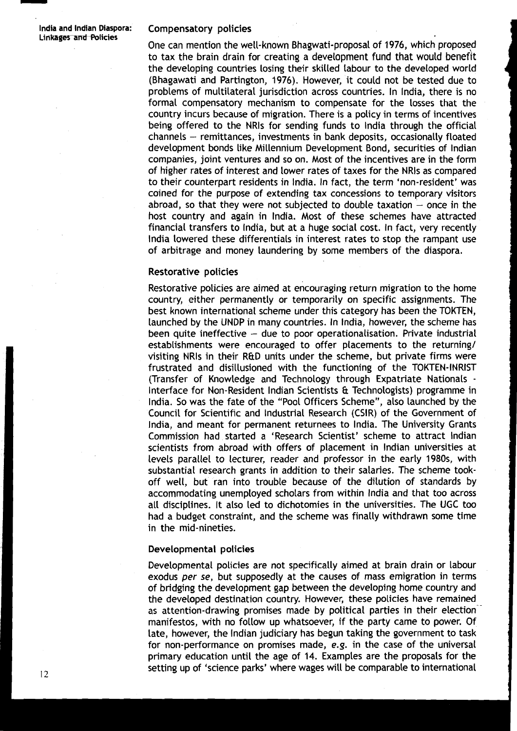### Compensatory policies

One can mention the well-known Bhagwati-proposal of 1976, which proposed to tax the brain drain for creating a development fund that would benefit the developing countries losing their skilled labour to the developed world (Bhagawati and Partington, 1976). However, it could not be tested due to problems of multilateral jurisdiction across countries. In India, there is no formal compensatory mechanism to compensate for the losses that the country incurs because of migration. There is a policy in terms of incentives being offered to the NRIs for sending funds to India through the official channels – remittances, investments in bank deposits, occasionally floated development bonds like Millennium Development Bond, securities of Indian companies, joint ventures and so on. Most of the incentives are in the form of higher rates of interest and lower rates of taxes for the NRIs as compared to their counterpart residents in India. In fact, the term 'non-resident' was coined for the purpose of extending tax concessions to temporary visitors abroad, so that they were not subjected to double taxation – once in the host country and again in India. Most of these schemes have attracted financial transfers to India, but at a huge social cost. In fact, very recently India lowered these differentials in interest rates to stop the rampant use of arbitrage and money laundering by some members of the diaspora.

### Restorative policies

Restorative policies are aimed at encouraging return migration to the home country, either permanently or temporarily on specific assignments. The best known international scheme under this category has been the TOKTEN, launched by the UNDP in many countries. In India, however, the scheme has been quite ineffective – due to poor operationalisation. Private industrial establishments were encouraged to offer placements to the returning/visiting NRIs in their R&D units under the scheme, but private firms were frustrated and disillusioned with the functioning of the TOKTEN-INRIST (Transfer of Knowledge and Technology through Expatriate Nationals - Interface for Non-Resident Indian Scientists & Technologists) programme in India. So was the fate of the "Pool Officers Scheme", also launched by the Council for Scientific and Industrial Research (CSIR) of the Government of India, and meant for permanent returnees to India. The University Grants Commission had started a 'Research Scientist' scheme to attract Indian scientists from abroad with offers of placement in Indian universities at levels parallel to lecturer, reader and professor in the early 1980s, with substantial research grants in addition to their salaries. The scheme took-off well, but ran into trouble because of the dilution of standards by accommodating unemployed scholars from within India and that too across all disciplines. It also led to dichotomies in the universities. The UGC too had a budget constraint, and the scheme was finally withdrawn some time in the mid-nineties.

### Developmental policies

Developmental policies are not specifically aimed at brain drain or labour exodus *per se*, but supposedly at the causes of mass emigration in terms of bridging the development gap between the developing home country and the developed destination country. However, these policies have remained as attention-drawing promises made by political parties in their election manifestos, with no follow up whatsoever, if the party came to power. Of late, however, the Indian judiciary has begun taking the government to task for non-performance on promises made, *e.g.* in the case of the universal primary education until the age of 14. Examples are the proposals for the setting up of 'science parks' where wages will be comparable to international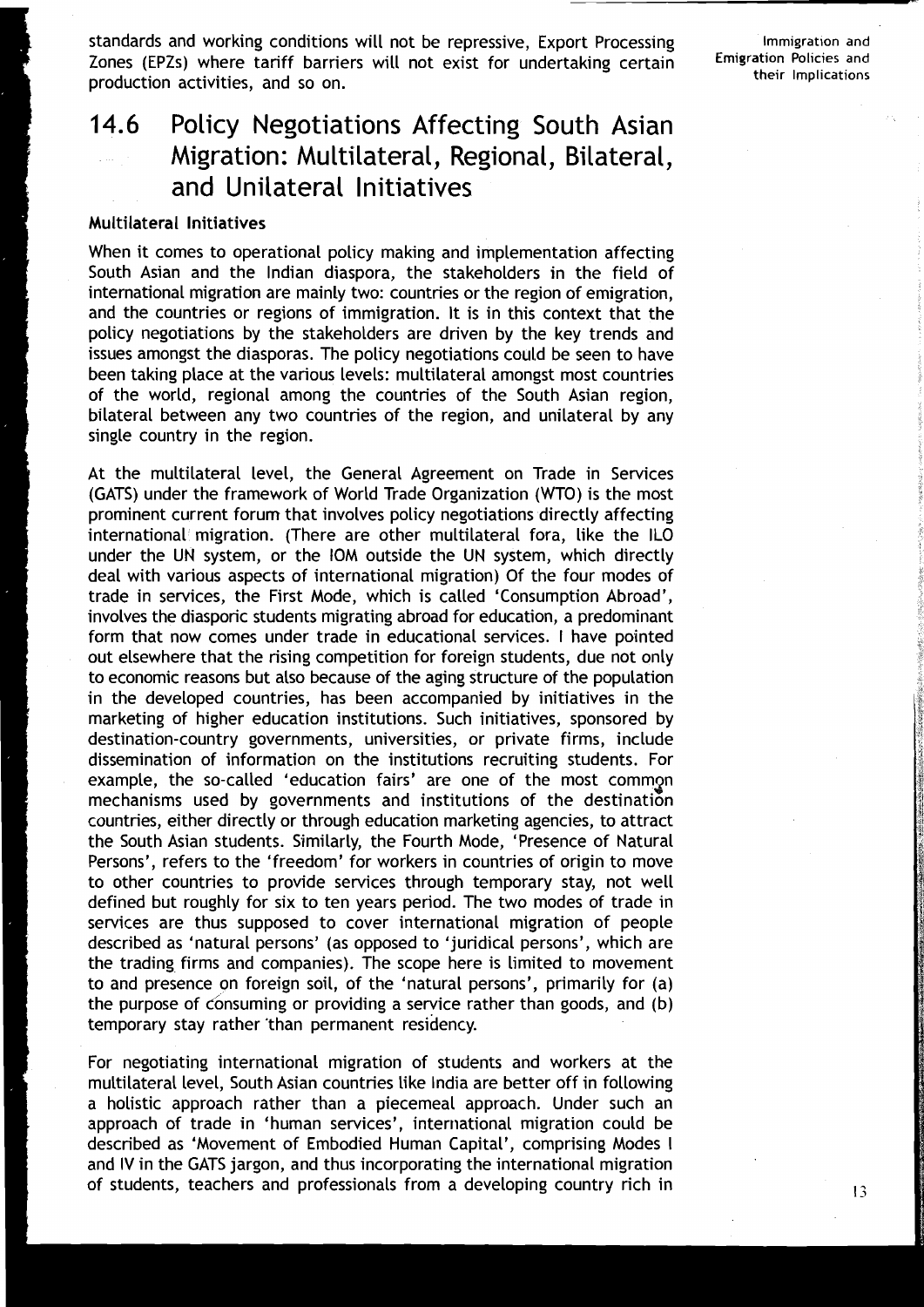standards and working conditions will not be repressive, Export Processing Zones (EPZs) where tariff barriers will not exist for undertaking certain production activities, and so on.

## 14.6 Policy Negotiations Affecting South Asian Migration: Multilateral, Regional, Bilateral, and Unilateral Initiatives

**Multilateral Initiatives**

When it comes to operational policy making and implementation affecting South Asian and the Indian diaspora, the stakeholders in the field of international migration are mainly two: countries or the region of emigration, and the countries or regions of immigration. It is in this context that the policy negotiations by the stakeholders are driven by the key trends and issues amongst the diasporas. The policy negotiations could be seen to have been taking place at the various levels: multilateral amongst most countries of the world, regional among the countries of the South Asian region, bilateral between any two countries of the region, and unilateral by any single country in the region.

At the multilateral level, the General Agreement on Trade in Services (GATS) under the framework of World Trade Organization (WTO) is the most prominent current forum that involves policy negotiations directly affecting international migration. (There are other multilateral fora, like the ILO under the UN system, or the IOM outside the UN system, which directly deal with various aspects of international migration) Of the four modes of trade in services, the First Mode, which is called 'Consumption Abroad', involves the diasporic students migrating abroad for education, a predominant form that now comes under trade in educational services. I have pointed out elsewhere that the rising competition for foreign students, due not only to economic reasons but also because of the aging structure of the population in the developed countries, has been accompanied by initiatives in the marketing of higher education institutions. Such initiatives, sponsored by destination-country governments, universities, or private firms, include dissemination of information on the institutions recruiting students. For example, the so-called 'education fairs' are one of the most common mechanisms used by governments and institutions of the destination countries, either directly or through education marketing agencies, to attract the South Asian students. Similarly, the Fourth Mode, 'Presence of Natural Persons', refers to the 'freedom' for workers in countries of origin to move to other countries to provide services through temporary stay, not well defined but roughly for six to ten years period. The two modes of trade in services are thus supposed to cover international migration of people described as 'natural persons' (as opposed to 'juridical persons', which are the trading firms and companies). The scope here is limited to movement to and presence on foreign soil, of the 'natural persons', primarily for (a) the purpose of consuming or providing a service rather than goods, and (b) temporary stay rather than permanent residency.

For negotiating international migration of students and workers at the multilateral level, South Asian countries like India are better off in following a holistic approach rather than a piecemeal approach. Under such an approach of trade in 'human services', international migration could be described as 'Movement of Embodied Human Capital', comprising Modes I and IV in the GATS jargon, and thus incorporating the international migration of students, teachers and professionals from a developing country rich in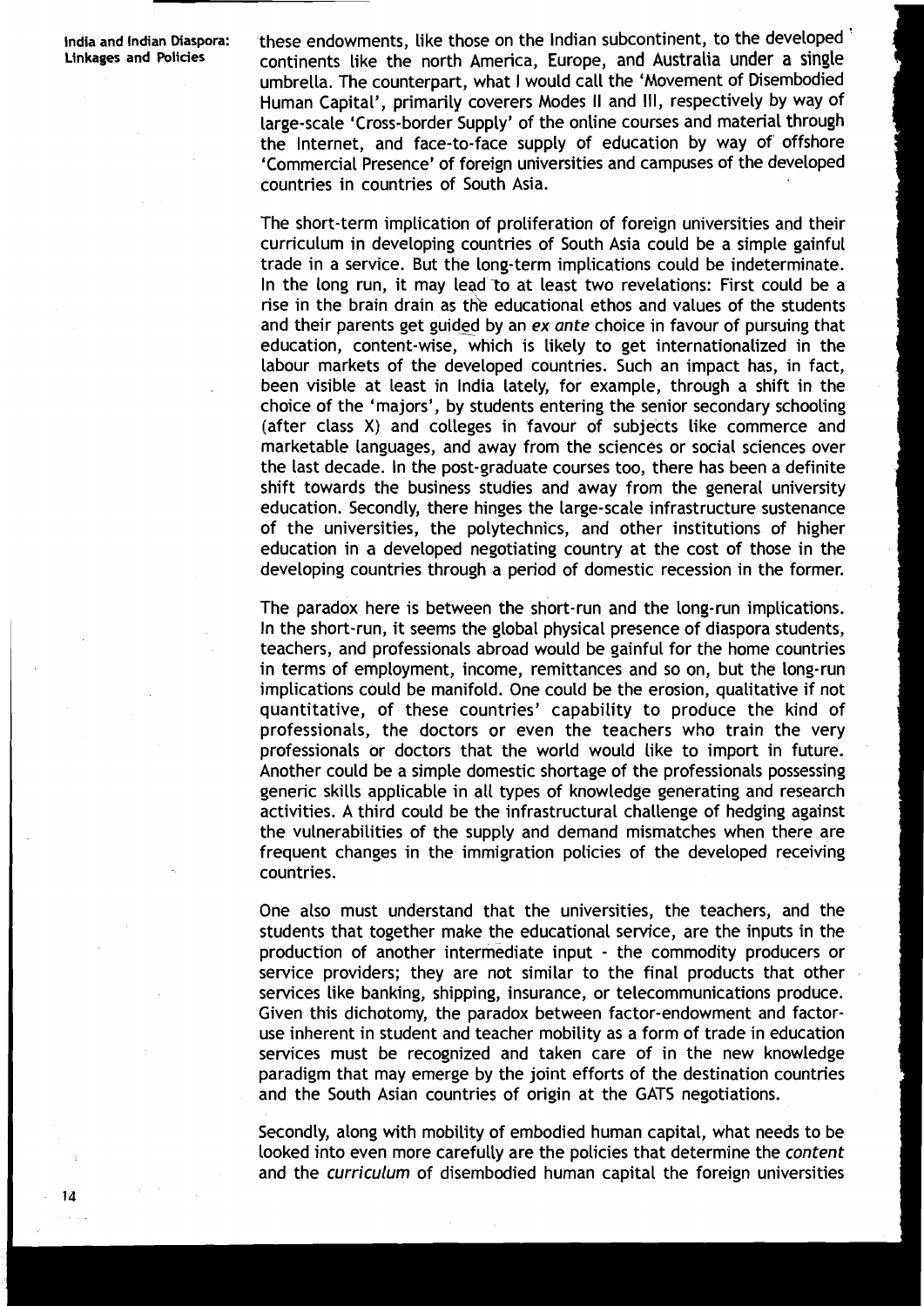these endowments, like those on the Indian subcontinent, to the developed continents like the north America, Europe, and Australia under a single umbrella. The counterpart, what I would call the 'Movement of Disembodied Human Capital', primarily coverers Modes II and III, respectively by way of large-scale 'Cross-border Supply' of the online courses and material through the Internet, and face-to-face supply of education by way of offshore 'Commercial Presence' of foreign universities and campuses of the developed countries in countries of South Asia.

The short-term implication of proliferation of foreign universities and their curriculum in developing countries of South Asia could be a simple gainful trade in a service. But the long-term implications could be indeterminate. In the long run, it may lead to at least two revelations: First could be a rise in the brain drain as the educational ethos and values of the students and their parents get guided by an *ex ante* choice in favour of pursuing that education, content-wise, which is likely to get internationalized in the labour markets of the developed countries. Such an impact has, in fact, been visible at least in India lately, for example, through a shift in the choice of the 'majors', by students entering the senior secondary schooling (after class X) and colleges in favour of subjects like commerce and marketable languages, and away from the sciences or social sciences over the last decade. In the post-graduate courses too, there has been a definite shift towards the business studies and away from the general university education. Secondly, there hinges the large-scale infrastructure sustenance of the universities, the polytechnics, and other institutions of higher education in a developed negotiating country at the cost of those in the developing countries through a period of domestic recession in the former.

The paradox here is between the short-run and the long-run implications. In the short-run, it seems the global physical presence of diaspora students, teachers, and professionals abroad would be gainful for the home countries in terms of employment, income, remittances and so on, but the long-run implications could be manifold. One could be the erosion, qualitative if not quantitative, of these countries' capability to produce the kind of professionals, the doctors or even the teachers who train the very professionals or doctors that the world would like to import in future. Another could be a simple domestic shortage of the professionals possessing generic skills applicable in all types of knowledge generating and research activities. A third could be the infrastructural challenge of hedging against the vulnerabilities of the supply and demand mismatches when there are frequent changes in the immigration policies of the developed receiving countries.

One also must understand that the universities, the teachers, and the students that together make the educational service, are the inputs in the production of another intermediate input - the commodity producers or service providers; they are not similar to the final products that other services like banking, shipping, insurance, or telecommunications produce. Given this dichotomy, the paradox between factor-endowment and factor-use inherent in student and teacher mobility as a form of trade in education services must be recognized and taken care of in the new knowledge paradigm that may emerge by the joint efforts of the destination countries and the South Asian countries of origin at the GATS negotiations.

Secondly, along with mobility of embodied human capital, what needs to be looked into even more carefully are the policies that determine the *content* and the *curriculum* of disembodied human capital the foreign universities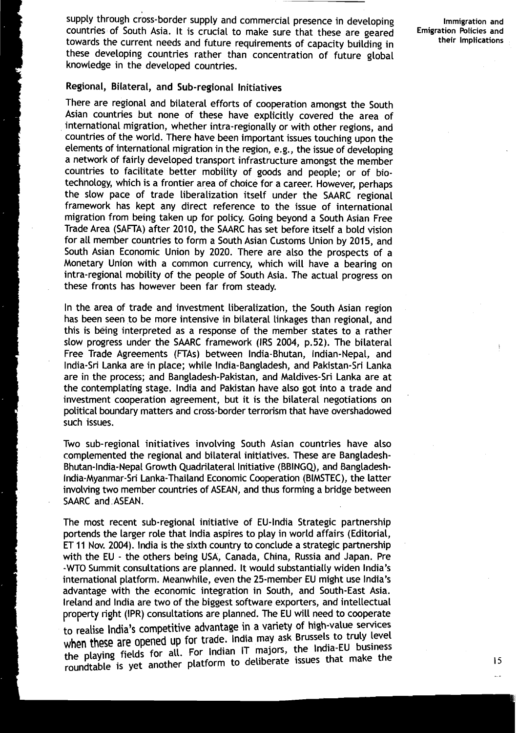supply through cross-border supply and commercial presence in developing countries of South Asia. It is crucial to make sure that these are geared towards the current needs and future requirements of capacity building in these developing countries rather than concentration of future global knowledge in the developed countries.

### Regional, Bilateral, and Sub-regional Initiatives

There are regional and bilateral efforts of cooperation amongst the South Asian countries but none of these have explicitly covered the area of international migration, whether intra-regionally or with other regions, and countries of the world. There have been important issues touching upon the elements of international migration in the region, e.g., the issue of developing a network of fairly developed transport infrastructure amongst the member countries to facilitate better mobility of goods and people; or of bio-technology, which is a frontier area of choice for a career. However, perhaps the slow pace of trade liberalization itself under the SAARC regional framework has kept any direct reference to the issue of international migration from being taken up for policy. Going beyond a South Asian Free Trade Area (SAFTA) after 2010, the SAARC has set before itself a bold vision for all member countries to form a South Asian Customs Union by 2015, and South Asian Economic Union by 2020. There are also the prospects of a Monetary Union with a common currency, which will have a bearing on intra-regional mobility of the people of South Asia. The actual progress on these fronts has however been far from steady.

In the area of trade and investment liberalization, the South Asian region has been seen to be more intensive in bilateral linkages than regional, and this is being interpreted as a response of the member states to a rather slow progress under the SAARC framework (IRS 2004, p.52). The bilateral Free Trade Agreements (FTAs) between India-Bhutan, Indian-Nepal, and India-Sri Lanka are in place; while India-Bangladesh, and Pakistan-Sri Lanka are in the process; and Bangladesh-Pakistan, and Maldives-Sri Lanka are at the contemplating stage. India and Pakistan have also got into a trade and investment cooperation agreement, but it is the bilateral negotiations on political boundary matters and cross-border terrorism that have overshadowed such issues.

Two sub-regional initiatives involving South Asian countries have also complemented the regional and bilateral initiatives. These are Bangladesh-Bhutan-India-Nepal Growth Quadrilateral Initiative (BBINGQ), and Bangladesh-India-Myanmar-Sri Lanka-Thailand Economic Cooperation (BIMSTEC), the latter involving two member countries of ASEAN, and thus forming a bridge between SAARC and ASEAN.

The most recent sub-regional initiative of EU-India Strategic partnership portends the larger role that India aspires to play in world affairs (Editorial, ET 11 Nov. 2004). India is the sixth country to conclude a strategic partnership with the EU - the others being USA, Canada, China, Russia and Japan. Pre -WTO Summit consultations are planned. It would substantially widen India's international platform. Meanwhile, even the 25-member EU might use India's advantage with the economic integration in South, and South-East Asia. Ireland and India are two of the biggest software exporters, and intellectual property right (IPR) consultations are planned. The EU will need to cooperate to realise India's competitive advantage in a variety of high-value services when these are opened up for trade. India may ask Brussels to truly level the playing fields for all. For Indian IT majors, the India-EU business roundtable is yet another platform to deliberate issues that make the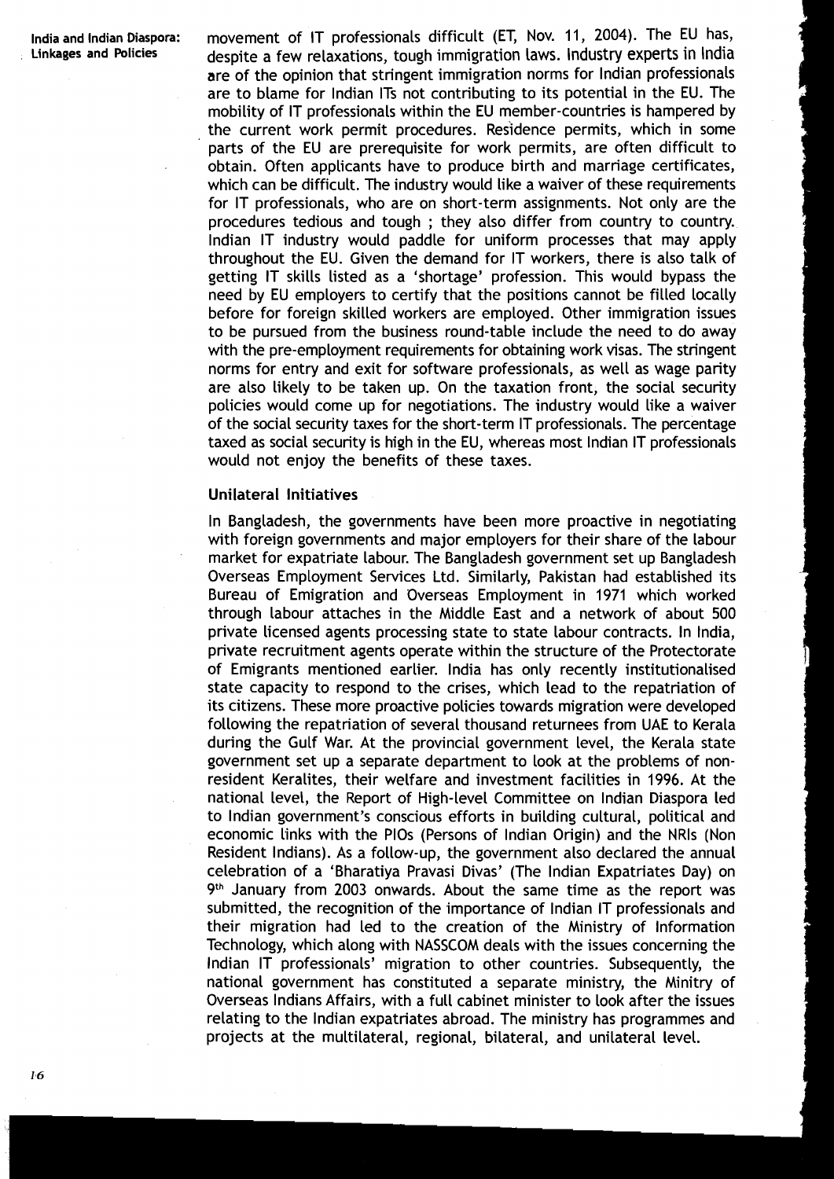movement of IT professionals difficult (ET, Nov. 11, 2004). The EU has, despite a few relaxations, tough immigration laws. Industry experts in India are of the opinion that stringent immigration norms for Indian professionals are to blame for Indian ITs not contributing to its potential in the EU. The mobility of IT professionals within the EU member-countries is hampered by the current work permit procedures. Residence permits, which in some parts of the EU are prerequisite for work permits, are often difficult to obtain. Often applicants have to produce birth and marriage certificates, which can be difficult. The industry would like a waiver of these requirements for IT professionals, who are on short-term assignments. Not only are the procedures tedious and tough ; they also differ from country to country. Indian IT industry would paddle for uniform processes that may apply throughout the EU. Given the demand for IT workers, there is also talk of getting IT skills listed as a 'shortage' profession. This would bypass the need by EU employers to certify that the positions cannot be filled locally before for foreign skilled workers are employed. Other immigration issues to be pursued from the business round-table include the need to do away with the pre-employment requirements for obtaining work visas. The stringent norms for entry and exit for software professionals, as well as wage parity are also likely to be taken up. On the taxation front, the social security policies would come up for negotiations. The industry would like a waiver of the social security taxes for the short-term IT professionals. The percentage taxed as social security is high in the EU, whereas most Indian IT professionals would not enjoy the benefits of these taxes.

### Unilateral Initiatives

In Bangladesh, the governments have been more proactive in negotiating with foreign governments and major employers for their share of the labour market for expatriate labour. The Bangladesh government set up Bangladesh Overseas Employment Services Ltd. Similarly, Pakistan had established its Bureau of Emigration and Overseas Employment in 1971 which worked through labour attaches in the Middle East and a network of about 500 private licensed agents processing state to state labour contracts. In India, private recruitment agents operate within the structure of the Protectorate of Emigrants mentioned earlier. India has only recently institutionalised state capacity to respond to the crises, which lead to the repatriation of its citizens. These more proactive policies towards migration were developed following the repatriation of several thousand returnees from UAE to Kerala during the Gulf War. At the provincial government level, the Kerala state government set up a separate department to look at the problems of non-resident Keralites, their welfare and investment facilities in 1996. At the national level, the Report of High-level Committee on Indian Diaspora led to Indian government's conscious efforts in building cultural, political and economic links with the PIOs (Persons of Indian Origin) and the NRIs (Non Resident Indians). As a follow-up, the government also declared the annual celebration of a 'Bharatiya Pravasi Divas' (The Indian Expatriates Day) on 9th January from 2003 onwards. About the same time as the report was submitted, the recognition of the importance of Indian IT professionals and their migration had led to the creation of the Ministry of Information Technology, which along with NASSCOM deals with the issues concerning the Indian IT professionals' migration to other countries. Subsequently, the national government has constituted a separate ministry, the Minitry of Overseas Indians Affairs, with a full cabinet minister to look after the issues relating to the Indian expatriates abroad. The ministry has programmes and projects at the multilateral, regional, bilateral, and unilateral level.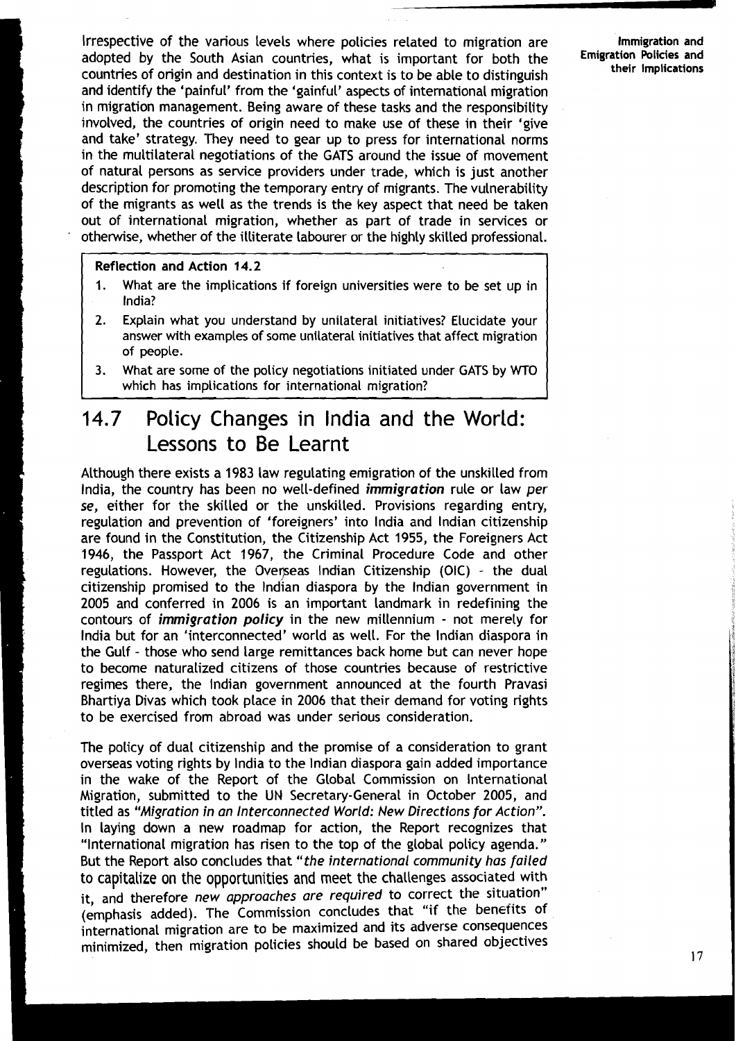Irrespective of the various levels where policies related to migration are adopted by the South Asian countries, what is important for both the countries of origin and destination in this context is to be able to distinguish and identify the 'painful' from the 'gainful' aspects of international migration in migration management. Being aware of these tasks and the responsibility involved, the countries of origin need to make use of these in their 'give and take' strategy. They need to gear up to press for international norms in the multilateral negotiations of the GATS around the issue of movement of natural persons as service providers under trade, which is just another description for promoting the temporary entry of migrants. The vulnerability of the migrants as well as the trends is the key aspect that need be taken out of international migration, whether as part of trade in services or otherwise, whether of the illiterate labourer or the highly skilled professional.

**Reflection and Action 14.2**

1. What are the implications if foreign universities were to be set up in India?
2. Explain what you understand by unilateral initiatives? Elucidate your answer with examples of some unilateral initiatives that affect migration of people.
3. What are some of the policy negotiations initiated under GATS by WTO which has implications for international migration?

## 14.7 Policy Changes in India and the World: Lessons to Be Learnt

Although there exists a 1983 law regulating emigration of the unskilled from India, the country has been no well-defined ***immigration*** rule or law *per se*, either for the skilled or the unskilled. Provisions regarding entry, regulation and prevention of 'foreigners' into India and Indian citizenship are found in the Constitution, the Citizenship Act 1955, the Foreigners Act 1946, the Passport Act 1967, the Criminal Procedure Code and other regulations. However, the Overseas Indian Citizenship (OIC) - the dual citizenship promised to the Indian diaspora by the Indian government in 2005 and conferred in 2006 is an important landmark in redefining the contours of ***immigration policy*** in the new millennium - not merely for India but for an 'interconnected' world as well. For the Indian diaspora in the Gulf - those who send large remittances back home but can never hope to become naturalized citizens of those countries because of restrictive regimes there, the Indian government announced at the fourth Pravasi Bhartiya Divas which took place in 2006 that their demand for voting rights to be exercised from abroad was under serious consideration.

The policy of dual citizenship and the promise of a consideration to grant overseas voting rights by India to the Indian diaspora gain added importance in the wake of the Report of the Global Commission on International Migration, submitted to the UN Secretary-General in October 2005, and titled as *"Migration in an Interconnected World: New Directions for Action"*. In laying down a new roadmap for action, the Report recognizes that "International migration has risen to the top of the global policy agenda." But the Report also concludes that "*the international community has failed* to capitalize on the opportunities and meet the challenges associated with it, and therefore *new approaches are required* to correct the situation" (emphasis added). The Commission concludes that "if the benefits of international migration are to be maximized and its adverse consequences minimized, then migration policies should be based on shared objectives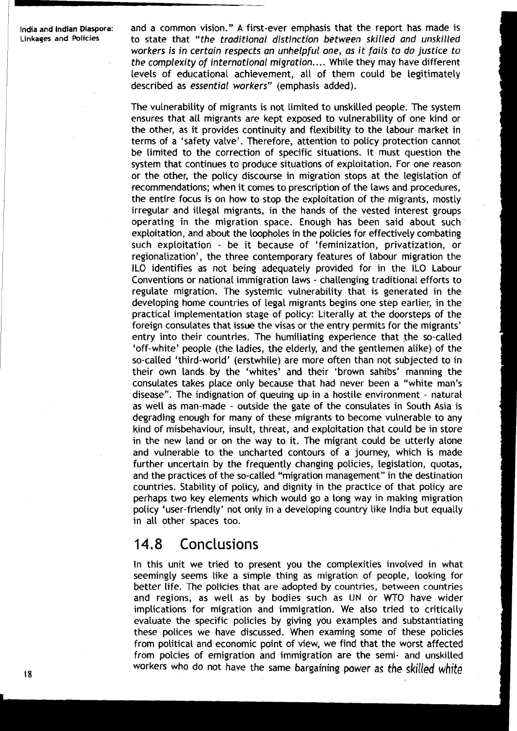and a common vision." A first-ever emphasis that the report has made is to state that *"the traditional distinction between skilled and unskilled workers is in certain respects an unhelpful one, as it fails to do justice to the complexity of international migration.... While they may have different levels of educational achievement, all of them could be legitimately described as essential workers"* (emphasis added).

The vulnerability of migrants is not limited to unskilled people. The system ensures that all migrants are kept exposed to vulnerability of one kind or the other, as it provides continuity and flexibility to the labour market in terms of a 'safety valve'. Therefore, attention to policy protection cannot be limited to the correction of specific situations. It must question the system that continues to produce situations of exploitation. For one reason or the other, the policy discourse in migration stops at the legislation of recommendations; when it comes to prescription of the laws and procedures, the entire focus is on how to stop the exploitation of the migrants, mostly irregular and illegal migrants, in the hands of the vested interest groups operating in the migration space. Enough has been said about such exploitation, and about the loopholes in the policies for effectively combating such exploitation - be it because of 'feminization, privatization, or regionalization', the three contemporary features of labour migration the ILO identifies as not being adequately provided for in the ILO Labour Conventions or national immigration laws - challenging traditional efforts to regulate migration. The systemic vulnerability that is generated in the developing home countries of legal migrants begins one step earlier, in the practical implementation stage of policy: Literally at the doorsteps of the foreign consulates that issue the visas or the entry permits for the migrants' entry into their countries. The humiliating experience that the so-called 'off-white' people (the ladies, the elderly, and the gentlemen alike) of the so-called 'third-world' (erstwhile) are more often than not subjected to in their own lands by the 'whites' and their 'brown sahibs' manning the consulates takes place only because that had never been a "white man's disease". The indignation of queuing up in a hostile environment - natural as well as man-made - outside the gate of the consulates in South Asia is degrading enough for many of these migrants to become vulnerable to any kind of misbehaviour, insult, threat, and exploitation that could be in store in the new land or on the way to it. The migrant could be utterly alone and vulnerable to the uncharted contours of a journey, which is made further uncertain by the frequently changing policies, legislation, quotas, and the practices of the so-called "migration management" in the destination countries. Stability of policy, and dignity in the practice of that policy are perhaps two key elements which would go a long way in making migration policy 'user-friendly' not only in a developing country like India but equally in all other spaces too.

## 14.8 Conclusions

In this unit we tried to present you the complexities involved in what seemingly seems like a simple thing as migration of people, looking for better life. The policies that are adopted by countries, between countries and regions, as well as by bodies such as UN or WTO have wider implications for migration and immigration. We also tried to critically evaluate the specific policies by giving you examples and substantiating these polices we have discussed. When examing some of these policies from political and economic point of view, we find that the worst affected from polcies of emigration and immigration are the semi- and unskilled workers who do not have the same bargaining power as the skilled white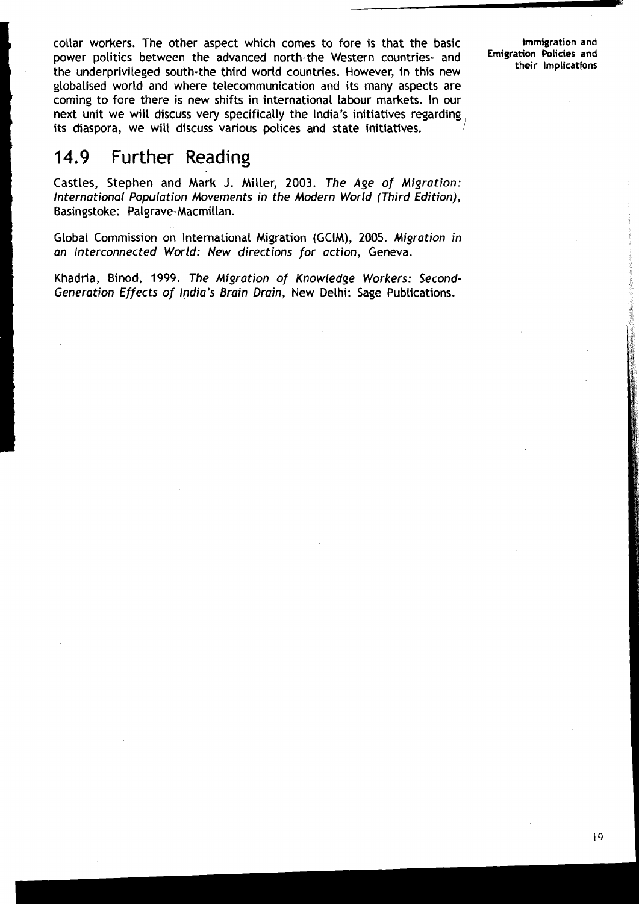collar workers. The other aspect which comes to fore is that the basic power politics between the advanced north-the Western countries- and the underprivileged south-the third world countries. However, in this new globalised world and where telecommunication and its many aspects are coming to fore there is new shifts in international labour markets. In our next unit we will discuss very specifically the India's initiatives regarding its diaspora, we will discuss various polices and state initiatives.

## 14.9 Further Reading

Castles, Stephen and Mark J. Miller, 2003. *The Age of Migration: International Population Movements in the Modern World (Third Edition)*, Basingstoke: Palgrave-Macmillan.

Global Commission on International Migration (GCIM), 2005. *Migration in an Interconnected World: New directions for action*, Geneva.

Khadria, Binod, 1999. *The Migration of Knowledge Workers: Second-Generation Effects of India's Brain Drain*, New Delhi: Sage Publications.